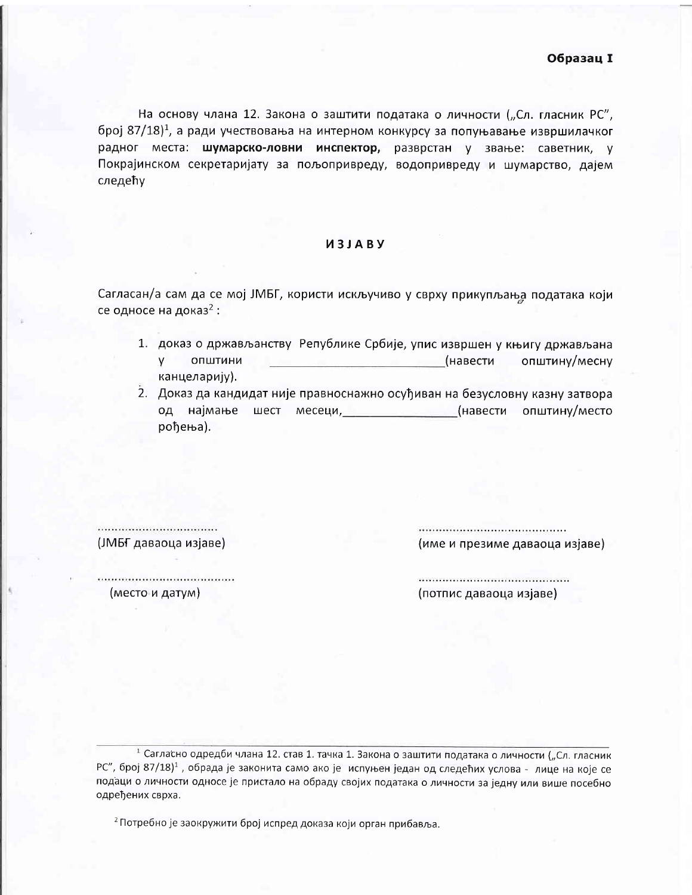**Образац I**

На основу члана 12. Закона о заштити података о личности („Сл. гласник РС", број 87/18)[1], а ради учествовања на интерном конкурсу за попуњавање извршилачког радног места: **шумарско-ловни инспектор,** разврстан у звање: саветник, у Покрајинском секретаријату за пољопривреду, водопривреду и шумарство, дајем следећу

## ИЗЈАВУ

Сагласан/а сам да се мој ЈМБГ, користи искључиво у сврху прикупљања података који се односе на доказ[2] :

1. доказ о држављанству Републике Србије, упис извршен у књигу држављана у општини \_\_\_\_\_\_\_\_\_\_\_\_\_\_\_\_\_\_\_\_\_\_\_\_(навести општину/месну канцеларију).
2. Доказ да кандидат није правноснажно осуђиван на безусловну казну затвора од најмање шест месеци,\_\_\_\_\_\_\_\_\_\_\_\_\_\_\_\_(навести општину/место рођења).

................................. (ЈМБГ даваоца изјаве)

........................................ (име и презиме даваоца изјаве)

..................................... (место и датум)

.......................................... (потпис даваоца изјаве)

---

[1] Сагласно одредби члана 12. став 1. тачка 1. Закона о заштити података о личности („Сл. гласник РС", број 87/18)[1] , обрада је законита само ако је испуњен један од следећих услова - лице на које се подаци о личности односе је пристало на обраду својих података о личности за једну или више посебно одређених сврха.

[2] Потребно је заокружити број испред доказа који орган прибавља.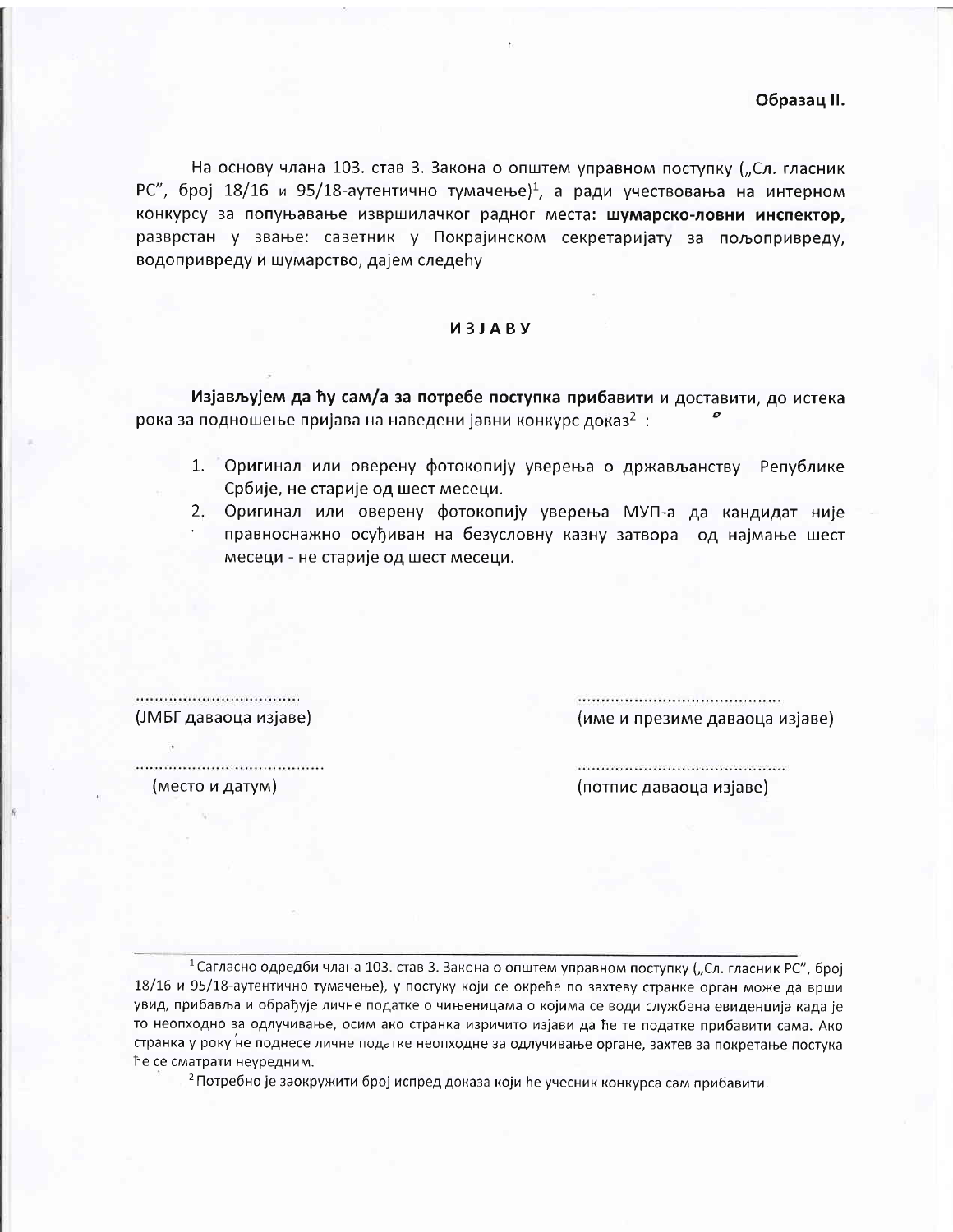**Образац II.**

На основу члана 103. став 3. Закона о општем управном поступку („Сл. гласник РС", број 18/16 и 95/18-аутентично тумачење)[1], а ради учествовања на интерном конкурсу за попуњавање извршилачког радног места: **шумарско-ловни инспектор,** разврстан у звање: саветник у Покрајинском секретаријату за пољопривреду, водопривреду и шумарство, дајем следећу

**ИЗЈАВУ**

**Изјављујем да ћу сам/а за потребе поступка прибавити** и доставити, до истека рока за подношење пријава на наведени јавни конкурс доказ[2] :

1. Оригинал или оверену фотокопију уверења о држављанству Републике Србије, не старије од шест месеци.
2. Оригинал или оверену фотокопију уверења МУП-а да кандидат није правноснажно осуђиван на безусловну казну затвора од најмање шест месеци - не старије од шест месеци.

| | |
|---|---|
| ................................ | ........................................ |
| (ЈМБГ даваоца изјаве) | (име и презиме даваоца изјаве) |
| ...................................... | ........................................ |
| (место и датум) | (потпис даваоца изјаве) |

---

[1] Сагласно одредби члана 103. став 3. Закона о општем управном поступку („Сл. гласник РС", број 18/16 и 95/18-аутентично тумачење), у постуку који се окреће по захтеву странке орган може да врши увид, прибавља и обрађује личне податке о чињеницама о којима се води службена евиденција када је то неопходно за одлучивање, осим ако странка изричито изјави да ће те податке прибавити сама. Ако странка у року не поднесе личне податке неопходне за одлучивање органе, захтев за покретање постука ће се сматрати неуредним.

[2] Потребно је заокружити број испред доказа који ће учесник конкурса сам прибавити.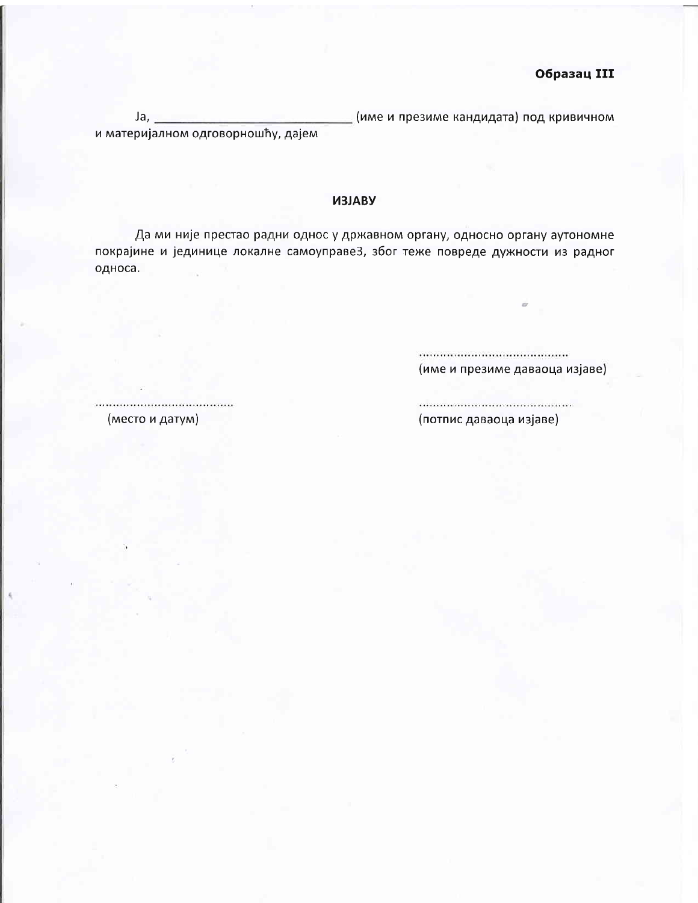**Образац III**

Ја, \_\_\_\_\_\_\_\_\_\_\_\_\_\_\_\_\_\_\_\_\_\_\_\_\_\_\_\_\_\_ (име и презиме кандидата) под кривичном и материјалном одговорношћу, дајем

**ИЗЈАВУ**

Да ми није престао радни однос у државном органу, односно органу аутономне покрајине и јединице локалне самоуправе3, због теже повреде дужности из радног односа.

..........................................
(име и презиме даваоца изјаве)

.......................................
(место и датум)

..........................................
(потпис даваоца изјаве)